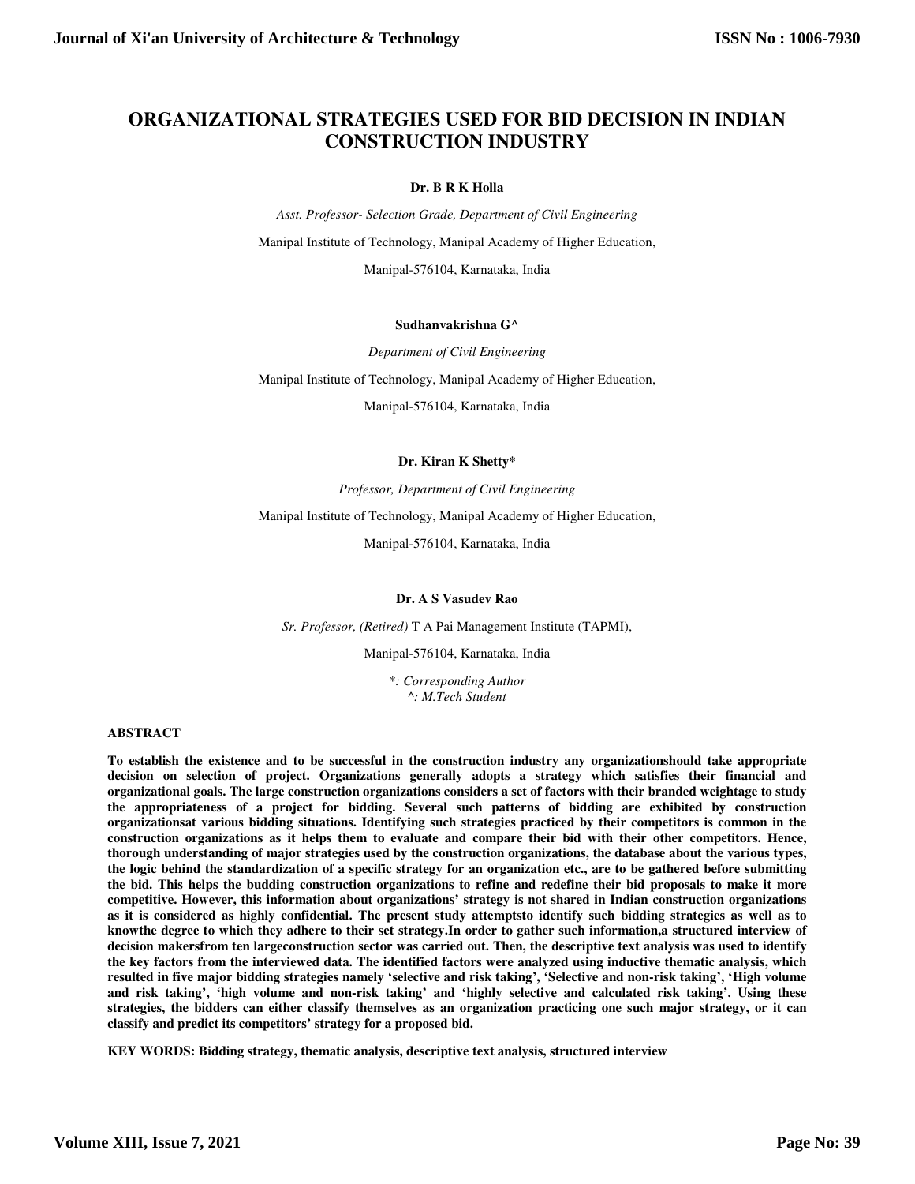# ORGANIZATIONAL STRATEGIES USED FOR BID DECISION IN INDIAN CONSTRUCTION INDUSTRY

**Dr. B R K Holla**

*Asst. Professor- Selection Grade, Department of Civil Engineering*

Manipal Institute of Technology, Manipal Academy of Higher Education,

Manipal-576104, Karnataka, India

**Sudhanvakrishna G^**

*Department of Civil Engineering*

Manipal Institute of Technology, Manipal Academy of Higher Education,

Manipal-576104, Karnataka, India

**Dr. Kiran K Shetty***

*Professor, Department of Civil Engineering*

Manipal Institute of Technology, Manipal Academy of Higher Education,

Manipal-576104, Karnataka, India

**Dr. A S Vasudev Rao**

*Sr. Professor, (Retired)* T A Pai Management Institute (TAPMI),

Manipal-576104, Karnataka, India

*: Corresponding Author
^: M.Tech Student*

**ABSTRACT**

**To establish the existence and to be successful in the construction industry any organizationshould take appropriate decision on selection of project. Organizations generally adopts a strategy which satisfies their financial and organizational goals. The large construction organizations considers a set of factors with their branded weightage to study the appropriateness of a project for bidding. Several such patterns of bidding are exhibited by construction organizationsat various bidding situations. Identifying such strategies practiced by their competitors is common in the construction organizations as it helps them to evaluate and compare their bid with their other competitors. Hence, thorough understanding of major strategies used by the construction organizations, the database about the various types, the logic behind the standardization of a specific strategy for an organization etc., are to be gathered before submitting the bid. This helps the budding construction organizations to refine and redefine their bid proposals to make it more competitive. However, this information about organizations' strategy is not shared in Indian construction organizations as it is considered as highly confidential. The present study attemptsto identify such bidding strategies as well as to knowthe degree to which they adhere to their set strategy.In order to gather such information,a structured interview of decision makersfrom ten largeconstruction sector was carried out. Then, the descriptive text analysis was used to identify the key factors from the interviewed data. The identified factors were analyzed using inductive thematic analysis, which resulted in five major bidding strategies namely 'selective and risk taking', 'Selective and non-risk taking', 'High volume and risk taking', 'high volume and non-risk taking' and 'highly selective and calculated risk taking'. Using these strategies, the bidders can either classify themselves as an organization practicing one such major strategy, or it can classify and predict its competitors' strategy for a proposed bid.**

**KEY WORDS: Bidding strategy, thematic analysis, descriptive text analysis, structured interview**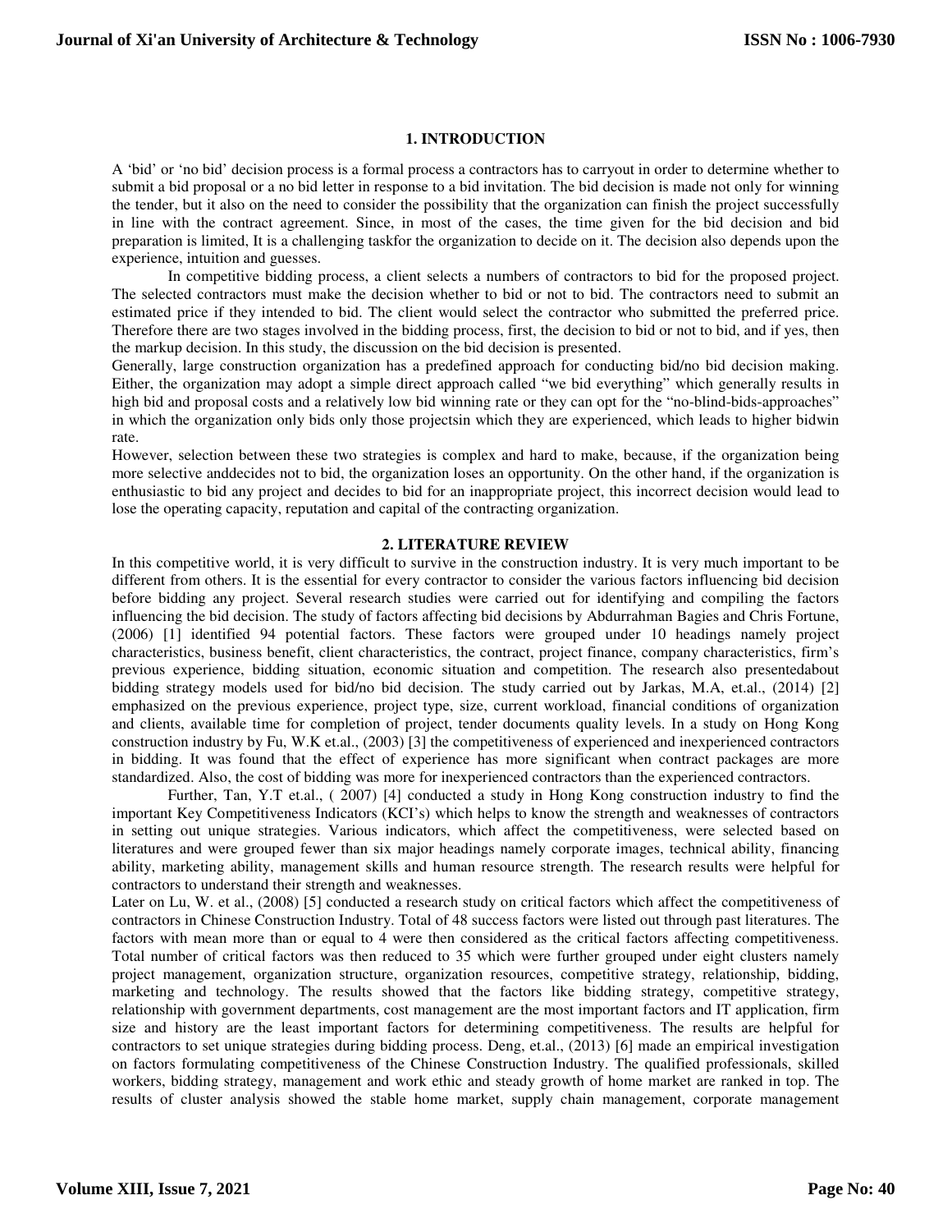## 1. INTRODUCTION

A 'bid' or 'no bid' decision process is a formal process a contractors has to carryout in order to determine whether to submit a bid proposal or a no bid letter in response to a bid invitation. The bid decision is made not only for winning the tender, but it also on the need to consider the possibility that the organization can finish the project successfully in line with the contract agreement. Since, in most of the cases, the time given for the bid decision and bid preparation is limited, It is a challenging taskfor the organization to decide on it. The decision also depends upon the experience, intuition and guesses.

In competitive bidding process, a client selects a numbers of contractors to bid for the proposed project. The selected contractors must make the decision whether to bid or not to bid. The contractors need to submit an estimated price if they intended to bid. The client would select the contractor who submitted the preferred price. Therefore there are two stages involved in the bidding process, first, the decision to bid or not to bid, and if yes, then the markup decision. In this study, the discussion on the bid decision is presented.

Generally, large construction organization has a predefined approach for conducting bid/no bid decision making. Either, the organization may adopt a simple direct approach called "we bid everything" which generally results in high bid and proposal costs and a relatively low bid winning rate or they can opt for the "no-blind-bids-approaches" in which the organization only bids only those projectsin which they are experienced, which leads to higher bidwin rate.

However, selection between these two strategies is complex and hard to make, because, if the organization being more selective anddecides not to bid, the organization loses an opportunity. On the other hand, if the organization is enthusiastic to bid any project and decides to bid for an inappropriate project, this incorrect decision would lead to lose the operating capacity, reputation and capital of the contracting organization.

## 2. LITERATURE REVIEW

In this competitive world, it is very difficult to survive in the construction industry. It is very much important to be different from others. It is the essential for every contractor to consider the various factors influencing bid decision before bidding any project. Several research studies were carried out for identifying and compiling the factors influencing the bid decision. The study of factors affecting bid decisions by Abdurrahman Bagies and Chris Fortune, (2006) [1] identified 94 potential factors. These factors were grouped under 10 headings namely project characteristics, business benefit, client characteristics, the contract, project finance, company characteristics, firm's previous experience, bidding situation, economic situation and competition. The research also presentedabout bidding strategy models used for bid/no bid decision. The study carried out by Jarkas, M.A, et.al., (2014) [2] emphasized on the previous experience, project type, size, current workload, financial conditions of organization and clients, available time for completion of project, tender documents quality levels. In a study on Hong Kong construction industry by Fu, W.K et.al., (2003) [3] the competitiveness of experienced and inexperienced contractors in bidding. It was found that the effect of experience has more significant when contract packages are more standardized. Also, the cost of bidding was more for inexperienced contractors than the experienced contractors.

Further, Tan, Y.T et.al., ( 2007) [4] conducted a study in Hong Kong construction industry to find the important Key Competitiveness Indicators (KCI's) which helps to know the strength and weaknesses of contractors in setting out unique strategies. Various indicators, which affect the competitiveness, were selected based on literatures and were grouped fewer than six major headings namely corporate images, technical ability, financing ability, marketing ability, management skills and human resource strength. The research results were helpful for contractors to understand their strength and weaknesses.

Later on Lu, W. et al., (2008) [5] conducted a research study on critical factors which affect the competitiveness of contractors in Chinese Construction Industry. Total of 48 success factors were listed out through past literatures. The factors with mean more than or equal to 4 were then considered as the critical factors affecting competitiveness. Total number of critical factors was then reduced to 35 which were further grouped under eight clusters namely project management, organization structure, organization resources, competitive strategy, relationship, bidding, marketing and technology. The results showed that the factors like bidding strategy, competitive strategy, relationship with government departments, cost management are the most important factors and IT application, firm size and history are the least important factors for determining competitiveness. The results are helpful for contractors to set unique strategies during bidding process. Deng, et.al., (2013) [6] made an empirical investigation on factors formulating competitiveness of the Chinese Construction Industry. The qualified professionals, skilled workers, bidding strategy, management and work ethic and steady growth of home market are ranked in top. The results of cluster analysis showed the stable home market, supply chain management, corporate management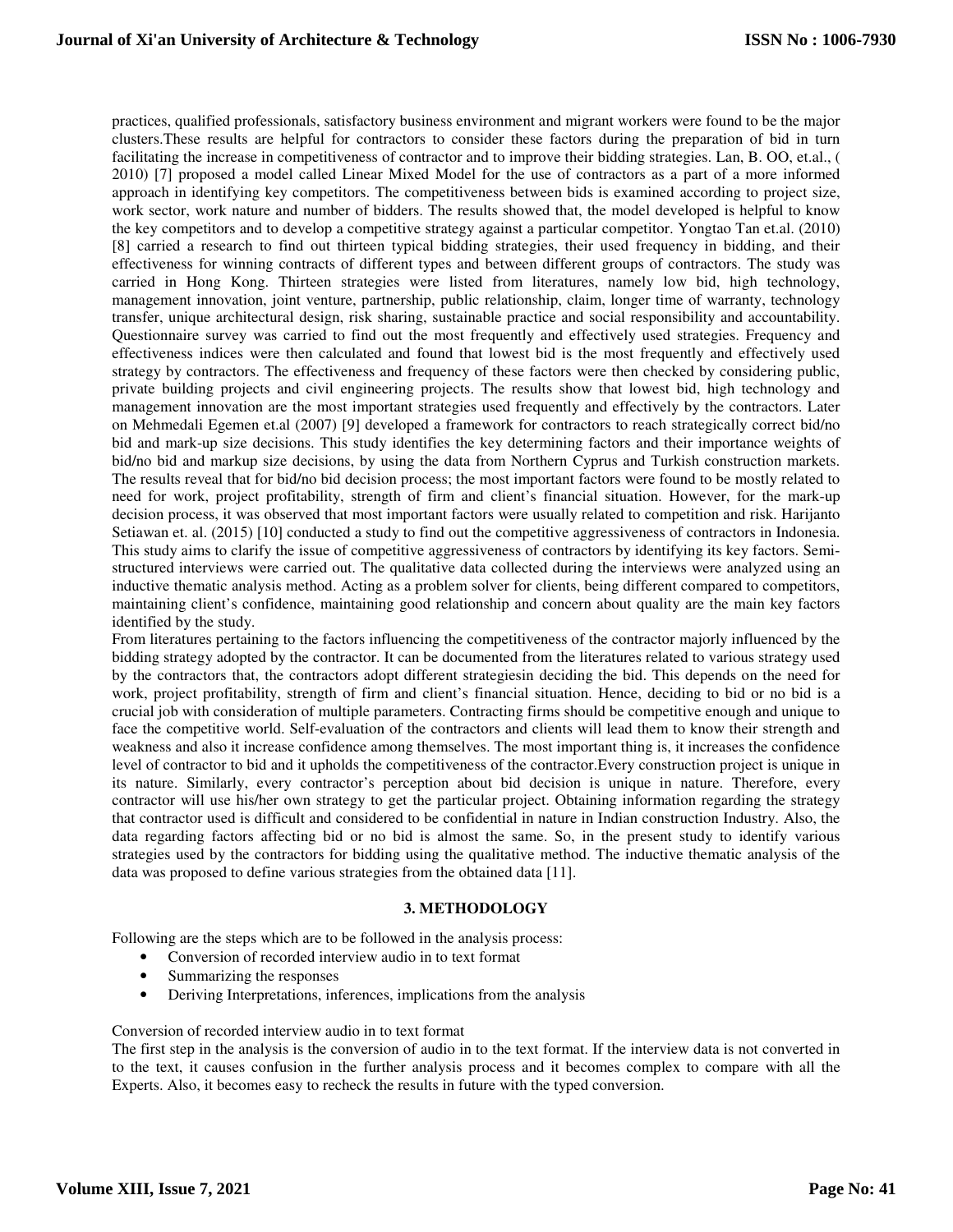practices, qualified professionals, satisfactory business environment and migrant workers were found to be the major clusters.These results are helpful for contractors to consider these factors during the preparation of bid in turn facilitating the increase in competitiveness of contractor and to improve their bidding strategies. Lan, B. OO, et.al., ( 2010) [7] proposed a model called Linear Mixed Model for the use of contractors as a part of a more informed approach in identifying key competitors. The competitiveness between bids is examined according to project size, work sector, work nature and number of bidders. The results showed that, the model developed is helpful to know the key competitors and to develop a competitive strategy against a particular competitor. Yongtao Tan et.al. (2010) [8] carried a research to find out thirteen typical bidding strategies, their used frequency in bidding, and their effectiveness for winning contracts of different types and between different groups of contractors. The study was carried in Hong Kong. Thirteen strategies were listed from literatures, namely low bid, high technology, management innovation, joint venture, partnership, public relationship, claim, longer time of warranty, technology transfer, unique architectural design, risk sharing, sustainable practice and social responsibility and accountability. Questionnaire survey was carried to find out the most frequently and effectively used strategies. Frequency and effectiveness indices were then calculated and found that lowest bid is the most frequently and effectively used strategy by contractors. The effectiveness and frequency of these factors were then checked by considering public, private building projects and civil engineering projects. The results show that lowest bid, high technology and management innovation are the most important strategies used frequently and effectively by the contractors. Later on Mehmedali Egemen et.al (2007) [9] developed a framework for contractors to reach strategically correct bid/no bid and mark-up size decisions. This study identifies the key determining factors and their importance weights of bid/no bid and markup size decisions, by using the data from Northern Cyprus and Turkish construction markets. The results reveal that for bid/no bid decision process; the most important factors were found to be mostly related to need for work, project profitability, strength of firm and client's financial situation. However, for the mark-up decision process, it was observed that most important factors were usually related to competition and risk. Harijanto Setiawan et. al. (2015) [10] conducted a study to find out the competitive aggressiveness of contractors in Indonesia. This study aims to clarify the issue of competitive aggressiveness of contractors by identifying its key factors. Semi-structured interviews were carried out. The qualitative data collected during the interviews were analyzed using an inductive thematic analysis method. Acting as a problem solver for clients, being different compared to competitors, maintaining client's confidence, maintaining good relationship and concern about quality are the main key factors identified by the study.

From literatures pertaining to the factors influencing the competitiveness of the contractor majorly influenced by the bidding strategy adopted by the contractor. It can be documented from the literatures related to various strategy used by the contractors that, the contractors adopt different strategiesin deciding the bid. This depends on the need for work, project profitability, strength of firm and client's financial situation. Hence, deciding to bid or no bid is a crucial job with consideration of multiple parameters. Contracting firms should be competitive enough and unique to face the competitive world. Self-evaluation of the contractors and clients will lead them to know their strength and weakness and also it increase confidence among themselves. The most important thing is, it increases the confidence level of contractor to bid and it upholds the competitiveness of the contractor.Every construction project is unique in its nature. Similarly, every contractor's perception about bid decision is unique in nature. Therefore, every contractor will use his/her own strategy to get the particular project. Obtaining information regarding the strategy that contractor used is difficult and considered to be confidential in nature in Indian construction Industry. Also, the data regarding factors affecting bid or no bid is almost the same. So, in the present study to identify various strategies used by the contractors for bidding using the qualitative method. The inductive thematic analysis of the data was proposed to define various strategies from the obtained data [11].

## 3. METHODOLOGY

Following are the steps which are to be followed in the analysis process:

- Conversion of recorded interview audio in to text format
- Summarizing the responses
- Deriving Interpretations, inferences, implications from the analysis

Conversion of recorded interview audio in to text format

The first step in the analysis is the conversion of audio in to the text format. If the interview data is not converted in to the text, it causes confusion in the further analysis process and it becomes complex to compare with all the Experts. Also, it becomes easy to recheck the results in future with the typed conversion.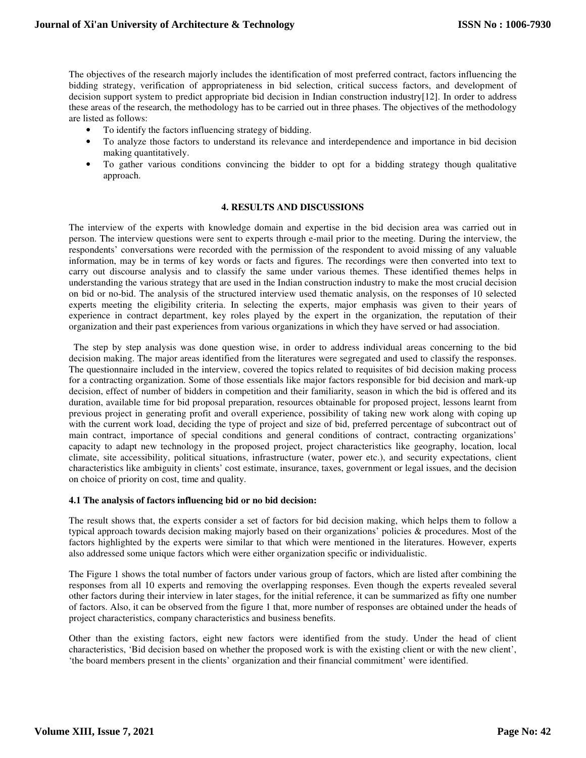The objectives of the research majorly includes the identification of most preferred contract, factors influencing the bidding strategy, verification of appropriateness in bid selection, critical success factors, and development of decision support system to predict appropriate bid decision in Indian construction industry[12]. In order to address these areas of the research, the methodology has to be carried out in three phases. The objectives of the methodology are listed as follows:

- To identify the factors influencing strategy of bidding.
- To analyze those factors to understand its relevance and interdependence and importance in bid decision making quantitatively.
- To gather various conditions convincing the bidder to opt for a bidding strategy though qualitative approach.

## 4. RESULTS AND DISCUSSIONS

The interview of the experts with knowledge domain and expertise in the bid decision area was carried out in person. The interview questions were sent to experts through e-mail prior to the meeting. During the interview, the respondents' conversations were recorded with the permission of the respondent to avoid missing of any valuable information, may be in terms of key words or facts and figures. The recordings were then converted into text to carry out discourse analysis and to classify the same under various themes. These identified themes helps in understanding the various strategy that are used in the Indian construction industry to make the most crucial decision on bid or no-bid. The analysis of the structured interview used thematic analysis, on the responses of 10 selected experts meeting the eligibility criteria. In selecting the experts, major emphasis was given to their years of experience in contract department, key roles played by the expert in the organization, the reputation of their organization and their past experiences from various organizations in which they have served or had association.

The step by step analysis was done question wise, in order to address individual areas concerning to the bid decision making. The major areas identified from the literatures were segregated and used to classify the responses. The questionnaire included in the interview, covered the topics related to requisites of bid decision making process for a contracting organization. Some of those essentials like major factors responsible for bid decision and mark-up decision, effect of number of bidders in competition and their familiarity, season in which the bid is offered and its duration, available time for bid proposal preparation, resources obtainable for proposed project, lessons learnt from previous project in generating profit and overall experience, possibility of taking new work along with coping up with the current work load, deciding the type of project and size of bid, preferred percentage of subcontract out of main contract, importance of special conditions and general conditions of contract, contracting organizations' capacity to adapt new technology in the proposed project, project characteristics like geography, location, local climate, site accessibility, political situations, infrastructure (water, power etc.), and security expectations, client characteristics like ambiguity in clients' cost estimate, insurance, taxes, government or legal issues, and the decision on choice of priority on cost, time and quality.

### 4.1 The analysis of factors influencing bid or no bid decision:

The result shows that, the experts consider a set of factors for bid decision making, which helps them to follow a typical approach towards decision making majorly based on their organizations' policies & procedures. Most of the factors highlighted by the experts were similar to that which were mentioned in the literatures. However, experts also addressed some unique factors which were either organization specific or individualistic.

The Figure 1 shows the total number of factors under various group of factors, which are listed after combining the responses from all 10 experts and removing the overlapping responses. Even though the experts revealed several other factors during their interview in later stages, for the initial reference, it can be summarized as fifty one number of factors. Also, it can be observed from the figure 1 that, more number of responses are obtained under the heads of project characteristics, company characteristics and business benefits.

Other than the existing factors, eight new factors were identified from the study. Under the head of client characteristics, 'Bid decision based on whether the proposed work is with the existing client or with the new client', 'the board members present in the clients' organization and their financial commitment' were identified.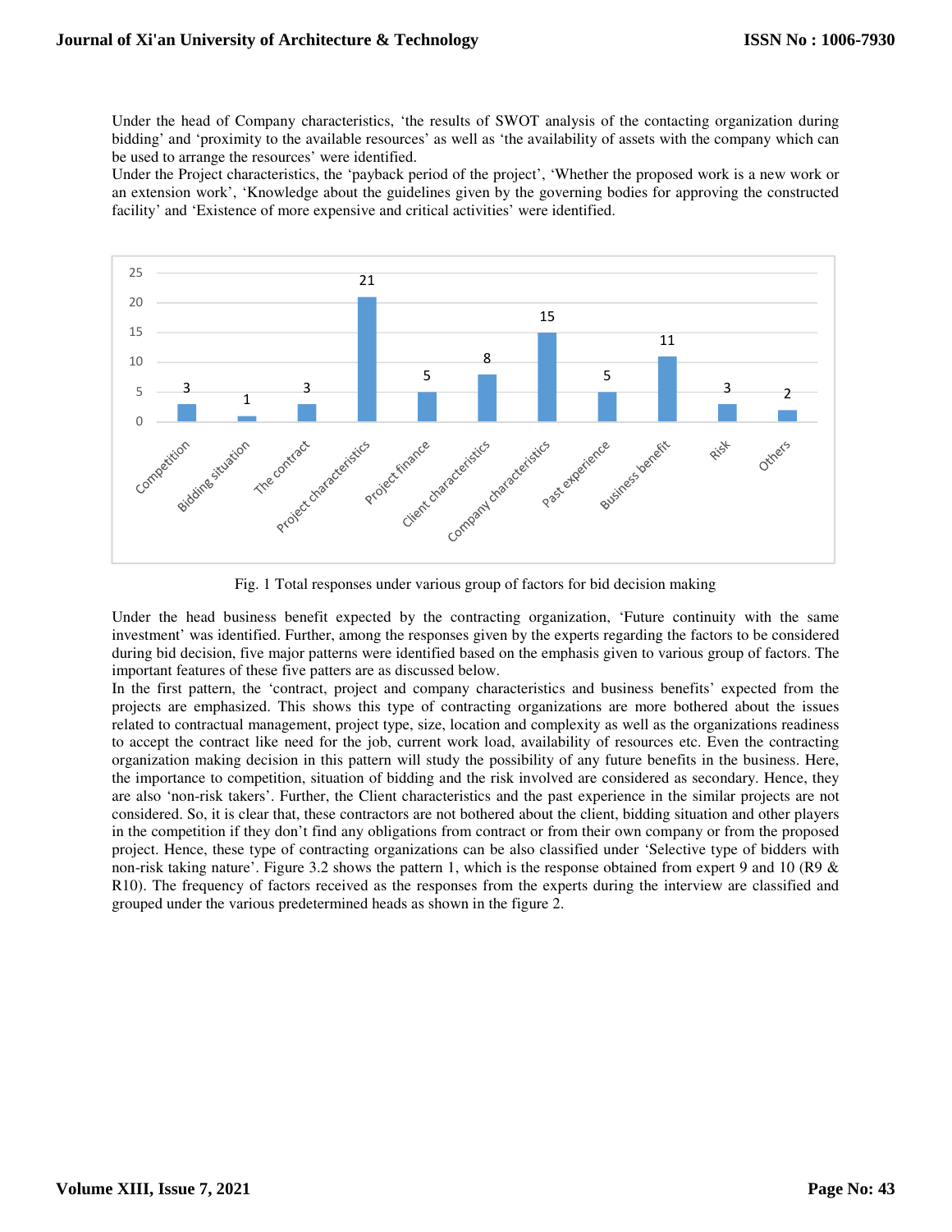Under the head of Company characteristics, 'the results of SWOT analysis of the contacting organization during bidding' and 'proximity to the available resources' as well as 'the availability of assets with the company which can be used to arrange the resources' were identified.

Under the Project characteristics, the 'payback period of the project', 'Whether the proposed work is a new work or an extension work', 'Knowledge about the guidelines given by the governing bodies for approving the constructed facility' and 'Existence of more expensive and critical activities' were identified.

| Group of factors | Total responses |
|---|---|
| Competition | 3 |
| Bidding situation | 1 |
| The contract | 3 |
| Project characteristics | 21 |
| Project finance | 5 |
| Client characteristics | 8 |
| Company characteristics | 15 |
| Past experience | 5 |
| Business benefit | 11 |
| Risk | 3 |
| Others | 2 |

Fig. 1 Total responses under various group of factors for bid decision making

Under the head business benefit expected by the contracting organization, 'Future continuity with the same investment' was identified. Further, among the responses given by the experts regarding the factors to be considered during bid decision, five major patterns were identified based on the emphasis given to various group of factors. The important features of these five patters are as discussed below.

In the first pattern, the 'contract, project and company characteristics and business benefits' expected from the projects are emphasized. This shows this type of contracting organizations are more bothered about the issues related to contractual management, project type, size, location and complexity as well as the organizations readiness to accept the contract like need for the job, current work load, availability of resources etc. Even the contracting organization making decision in this pattern will study the possibility of any future benefits in the business. Here, the importance to competition, situation of bidding and the risk involved are considered as secondary. Hence, they are also 'non-risk takers'. Further, the Client characteristics and the past experience in the similar projects are not considered. So, it is clear that, these contractors are not bothered about the client, bidding situation and other players in the competition if they don't find any obligations from contract or from their own company or from the proposed project. Hence, these type of contracting organizations can be also classified under 'Selective type of bidders with non-risk taking nature'. Figure 3.2 shows the pattern 1, which is the response obtained from expert 9 and 10 (R9 & R10). The frequency of factors received as the responses from the experts during the interview are classified and grouped under the various predetermined heads as shown in the figure 2.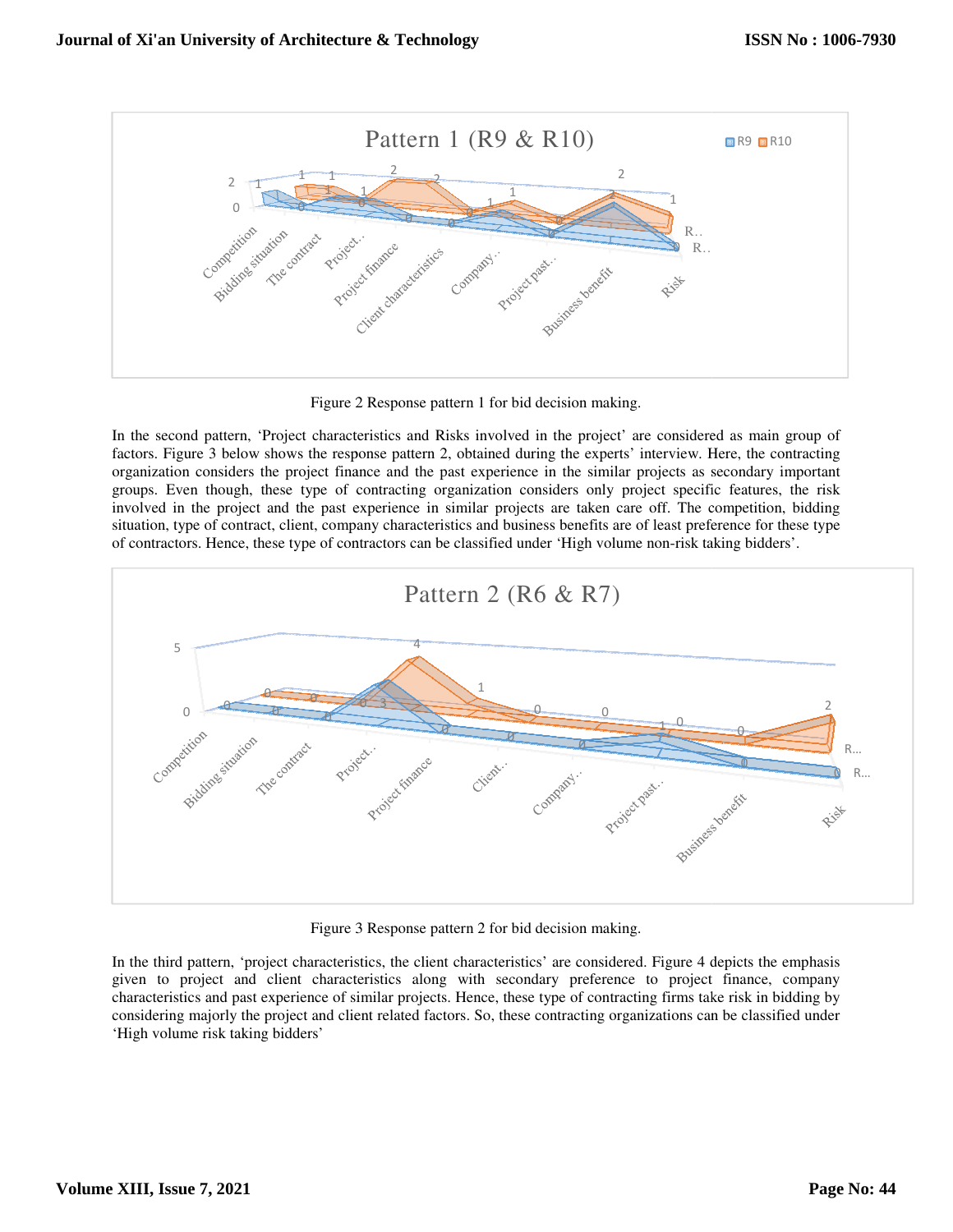Figure 2 Response pattern 1 for bid decision making.

In the second pattern, 'Project characteristics and Risks involved in the project' are considered as main group of factors. Figure 3 below shows the response pattern 2, obtained during the experts' interview. Here, the contracting organization considers the project finance and the past experience in the similar projects as secondary important groups. Even though, these type of contracting organization considers only project specific features, the risk involved in the project and the past experience in similar projects are taken care off. The competition, bidding situation, type of contract, client, company characteristics and business benefits are of least preference for these type of contractors. Hence, these type of contractors can be classified under 'High volume non-risk taking bidders'.

Figure 3 Response pattern 2 for bid decision making.

In the third pattern, 'project characteristics, the client characteristics' are considered. Figure 4 depicts the emphasis given to project and client characteristics along with secondary preference to project finance, company characteristics and past experience of similar projects. Hence, these type of contracting firms take risk in bidding by considering majorly the project and client related factors. So, these contracting organizations can be classified under 'High volume risk taking bidders'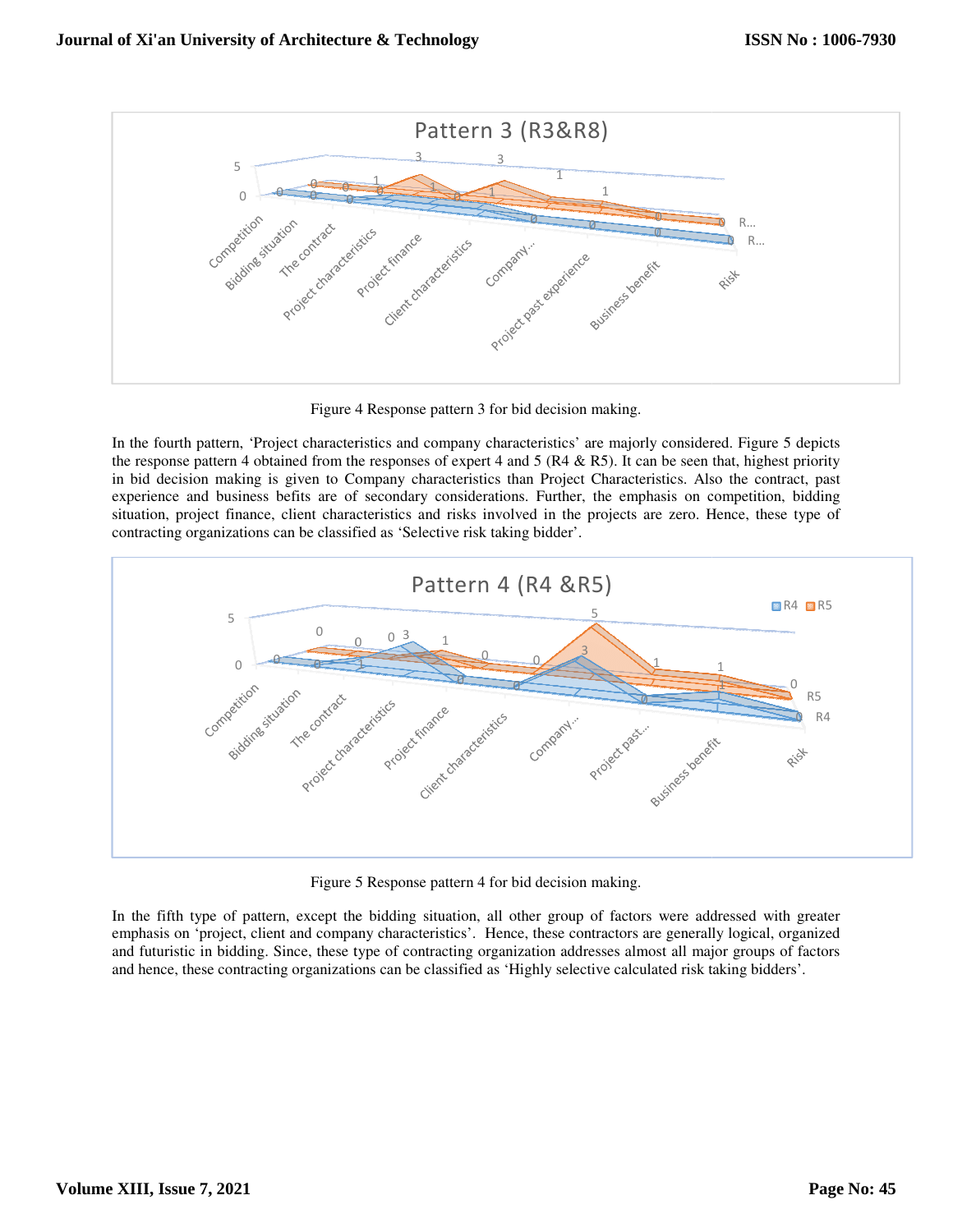Figure 4 Response pattern 3 for bid decision making.

In the fourth pattern, 'Project characteristics and company characteristics' are majorly considered. Figure 5 depicts the response pattern 4 obtained from the responses of expert 4 and 5 (R4 & R5). It can be seen that, highest priority in bid decision making is given to Company characteristics than Project Characteristics. Also the contract, past experience and business befits are of secondary considerations. Further, the emphasis on competition, bidding situation, project finance, client characteristics and risks involved in the projects are zero. Hence, these type of contracting organizations can be classified as 'Selective risk taking bidder'.

Figure 5 Response pattern 4 for bid decision making.

In the fifth type of pattern, except the bidding situation, all other group of factors were addressed with greater emphasis on 'project, client and company characteristics'. Hence, these contractors are generally logical, organized and futuristic in bidding. Since, these type of contracting organization addresses almost all major groups of factors and hence, these contracting organizations can be classified as 'Highly selective calculated risk taking bidders'.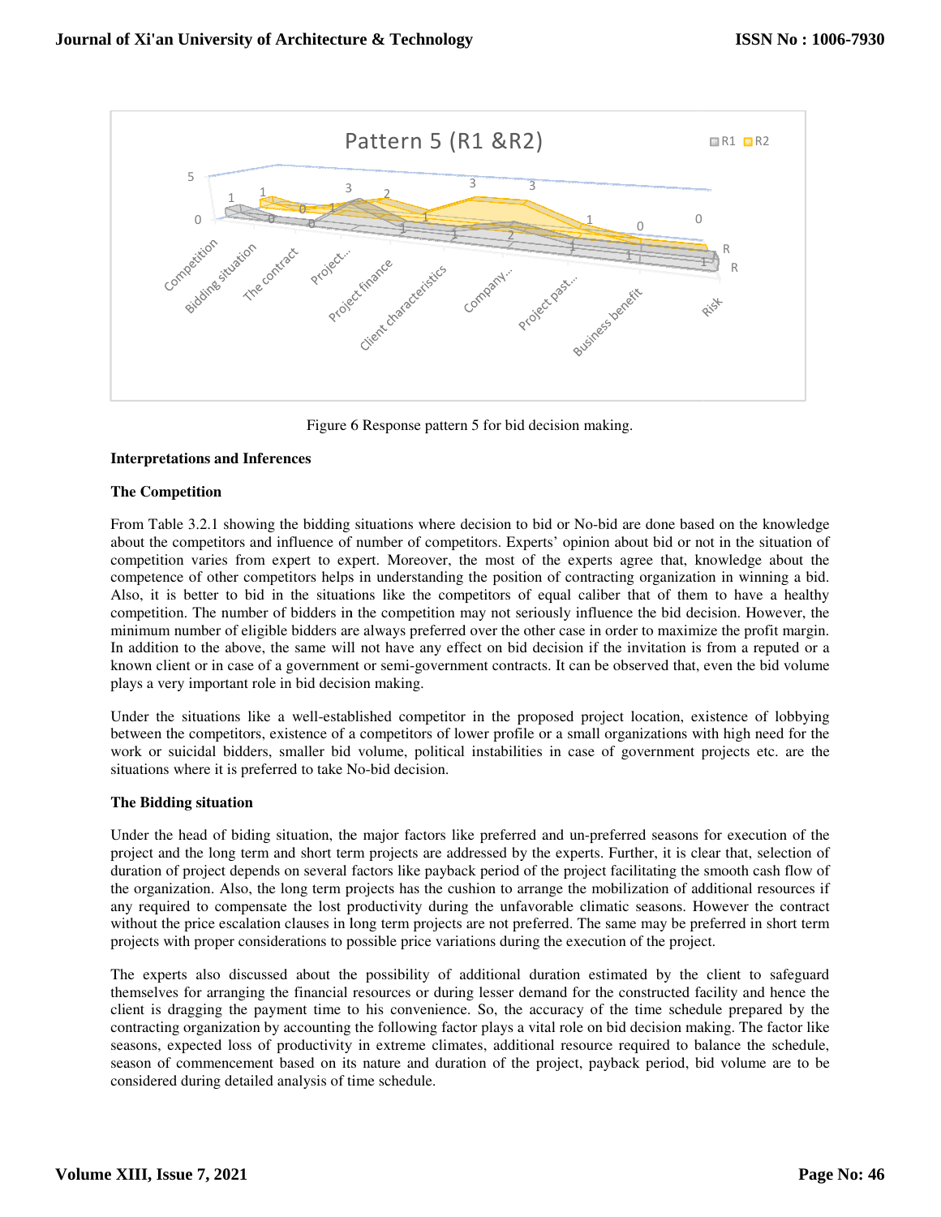Figure 6 Response pattern 5 for bid decision making.

**Interpretations and Inferences**

**The Competition**

From Table 3.2.1 showing the bidding situations where decision to bid or No-bid are done based on the knowledge about the competitors and influence of number of competitors. Experts' opinion about bid or not in the situation of competition varies from expert to expert. Moreover, the most of the experts agree that, knowledge about the competence of other competitors helps in understanding the position of contracting organization in winning a bid. Also, it is better to bid in the situations like the competitors of equal caliber that of them to have a healthy competition. The number of bidders in the competition may not seriously influence the bid decision. However, the minimum number of eligible bidders are always preferred over the other case in order to maximize the profit margin. In addition to the above, the same will not have any effect on bid decision if the invitation is from a reputed or a known client or in case of a government or semi-government contracts. It can be observed that, even the bid volume plays a very important role in bid decision making.

Under the situations like a well-established competitor in the proposed project location, existence of lobbying between the competitors, existence of a competitors of lower profile or a small organizations with high need for the work or suicidal bidders, smaller bid volume, political instabilities in case of government projects etc. are the situations where it is preferred to take No-bid decision.

**The Bidding situation**

Under the head of biding situation, the major factors like preferred and un-preferred seasons for execution of the project and the long term and short term projects are addressed by the experts. Further, it is clear that, selection of duration of project depends on several factors like payback period of the project facilitating the smooth cash flow of the organization. Also, the long term projects has the cushion to arrange the mobilization of additional resources if any required to compensate the lost productivity during the unfavorable climatic seasons. However the contract without the price escalation clauses in long term projects are not preferred. The same may be preferred in short term projects with proper considerations to possible price variations during the execution of the project.

The experts also discussed about the possibility of additional duration estimated by the client to safeguard themselves for arranging the financial resources or during lesser demand for the constructed facility and hence the client is dragging the payment time to his convenience. So, the accuracy of the time schedule prepared by the contracting organization by accounting the following factor plays a vital role on bid decision making. The factor like seasons, expected loss of productivity in extreme climates, additional resource required to balance the schedule, season of commencement based on its nature and duration of the project, payback period, bid volume are to be considered during detailed analysis of time schedule.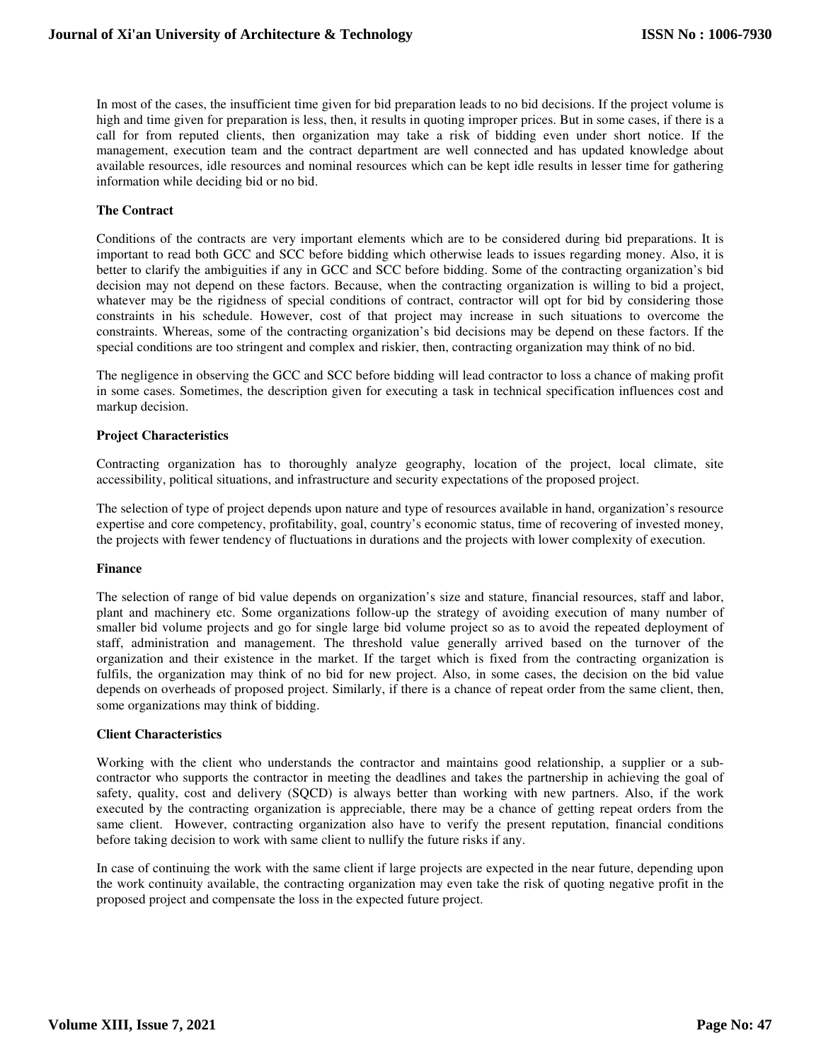In most of the cases, the insufficient time given for bid preparation leads to no bid decisions. If the project volume is high and time given for preparation is less, then, it results in quoting improper prices. But in some cases, if there is a call for from reputed clients, then organization may take a risk of bidding even under short notice. If the management, execution team and the contract department are well connected and has updated knowledge about available resources, idle resources and nominal resources which can be kept idle results in lesser time for gathering information while deciding bid or no bid.

**The Contract**

Conditions of the contracts are very important elements which are to be considered during bid preparations. It is important to read both GCC and SCC before bidding which otherwise leads to issues regarding money. Also, it is better to clarify the ambiguities if any in GCC and SCC before bidding. Some of the contracting organization's bid decision may not depend on these factors. Because, when the contracting organization is willing to bid a project, whatever may be the rigidness of special conditions of contract, contractor will opt for bid by considering those constraints in his schedule. However, cost of that project may increase in such situations to overcome the constraints. Whereas, some of the contracting organization's bid decisions may be depend on these factors. If the special conditions are too stringent and complex and riskier, then, contracting organization may think of no bid.

The negligence in observing the GCC and SCC before bidding will lead contractor to loss a chance of making profit in some cases. Sometimes, the description given for executing a task in technical specification influences cost and markup decision.

**Project Characteristics**

Contracting organization has to thoroughly analyze geography, location of the project, local climate, site accessibility, political situations, and infrastructure and security expectations of the proposed project.

The selection of type of project depends upon nature and type of resources available in hand, organization's resource expertise and core competency, profitability, goal, country's economic status, time of recovering of invested money, the projects with fewer tendency of fluctuations in durations and the projects with lower complexity of execution.

**Finance**

The selection of range of bid value depends on organization's size and stature, financial resources, staff and labor, plant and machinery etc. Some organizations follow-up the strategy of avoiding execution of many number of smaller bid volume projects and go for single large bid volume project so as to avoid the repeated deployment of staff, administration and management. The threshold value generally arrived based on the turnover of the organization and their existence in the market. If the target which is fixed from the contracting organization is fulfils, the organization may think of no bid for new project. Also, in some cases, the decision on the bid value depends on overheads of proposed project. Similarly, if there is a chance of repeat order from the same client, then, some organizations may think of bidding.

**Client Characteristics**

Working with the client who understands the contractor and maintains good relationship, a supplier or a sub-contractor who supports the contractor in meeting the deadlines and takes the partnership in achieving the goal of safety, quality, cost and delivery (SQCD) is always better than working with new partners. Also, if the work executed by the contracting organization is appreciable, there may be a chance of getting repeat orders from the same client. However, contracting organization also have to verify the present reputation, financial conditions before taking decision to work with same client to nullify the future risks if any.

In case of continuing the work with the same client if large projects are expected in the near future, depending upon the work continuity available, the contracting organization may even take the risk of quoting negative profit in the proposed project and compensate the loss in the expected future project.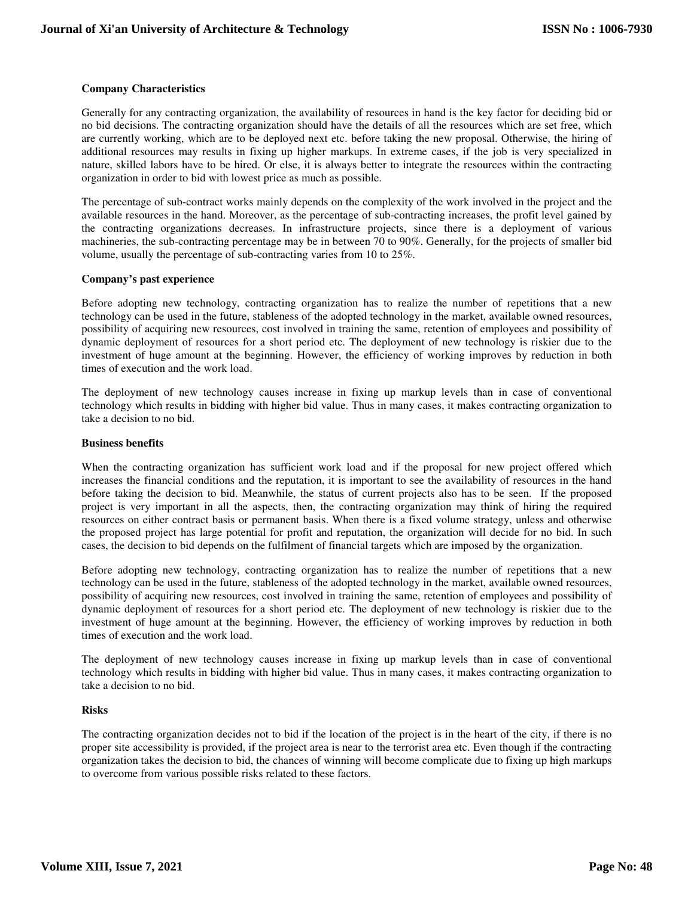**Company Characteristics**

Generally for any contracting organization, the availability of resources in hand is the key factor for deciding bid or no bid decisions. The contracting organization should have the details of all the resources which are set free, which are currently working, which are to be deployed next etc. before taking the new proposal. Otherwise, the hiring of additional resources may results in fixing up higher markups. In extreme cases, if the job is very specialized in nature, skilled labors have to be hired. Or else, it is always better to integrate the resources within the contracting organization in order to bid with lowest price as much as possible.

The percentage of sub-contract works mainly depends on the complexity of the work involved in the project and the available resources in the hand. Moreover, as the percentage of sub-contracting increases, the profit level gained by the contracting organizations decreases. In infrastructure projects, since there is a deployment of various machineries, the sub-contracting percentage may be in between 70 to 90%. Generally, for the projects of smaller bid volume, usually the percentage of sub-contracting varies from 10 to 25%.

**Company's past experience**

Before adopting new technology, contracting organization has to realize the number of repetitions that a new technology can be used in the future, stableness of the adopted technology in the market, available owned resources, possibility of acquiring new resources, cost involved in training the same, retention of employees and possibility of dynamic deployment of resources for a short period etc. The deployment of new technology is riskier due to the investment of huge amount at the beginning. However, the efficiency of working improves by reduction in both times of execution and the work load.

The deployment of new technology causes increase in fixing up markup levels than in case of conventional technology which results in bidding with higher bid value. Thus in many cases, it makes contracting organization to take a decision to no bid.

**Business benefits**

When the contracting organization has sufficient work load and if the proposal for new project offered which increases the financial conditions and the reputation, it is important to see the availability of resources in the hand before taking the decision to bid. Meanwhile, the status of current projects also has to be seen. If the proposed project is very important in all the aspects, then, the contracting organization may think of hiring the required resources on either contract basis or permanent basis. When there is a fixed volume strategy, unless and otherwise the proposed project has large potential for profit and reputation, the organization will decide for no bid. In such cases, the decision to bid depends on the fulfilment of financial targets which are imposed by the organization.

Before adopting new technology, contracting organization has to realize the number of repetitions that a new technology can be used in the future, stableness of the adopted technology in the market, available owned resources, possibility of acquiring new resources, cost involved in training the same, retention of employees and possibility of dynamic deployment of resources for a short period etc. The deployment of new technology is riskier due to the investment of huge amount at the beginning. However, the efficiency of working improves by reduction in both times of execution and the work load.

The deployment of new technology causes increase in fixing up markup levels than in case of conventional technology which results in bidding with higher bid value. Thus in many cases, it makes contracting organization to take a decision to no bid.

**Risks**

The contracting organization decides not to bid if the location of the project is in the heart of the city, if there is no proper site accessibility is provided, if the project area is near to the terrorist area etc. Even though if the contracting organization takes the decision to bid, the chances of winning will become complicate due to fixing up high markups to overcome from various possible risks related to these factors.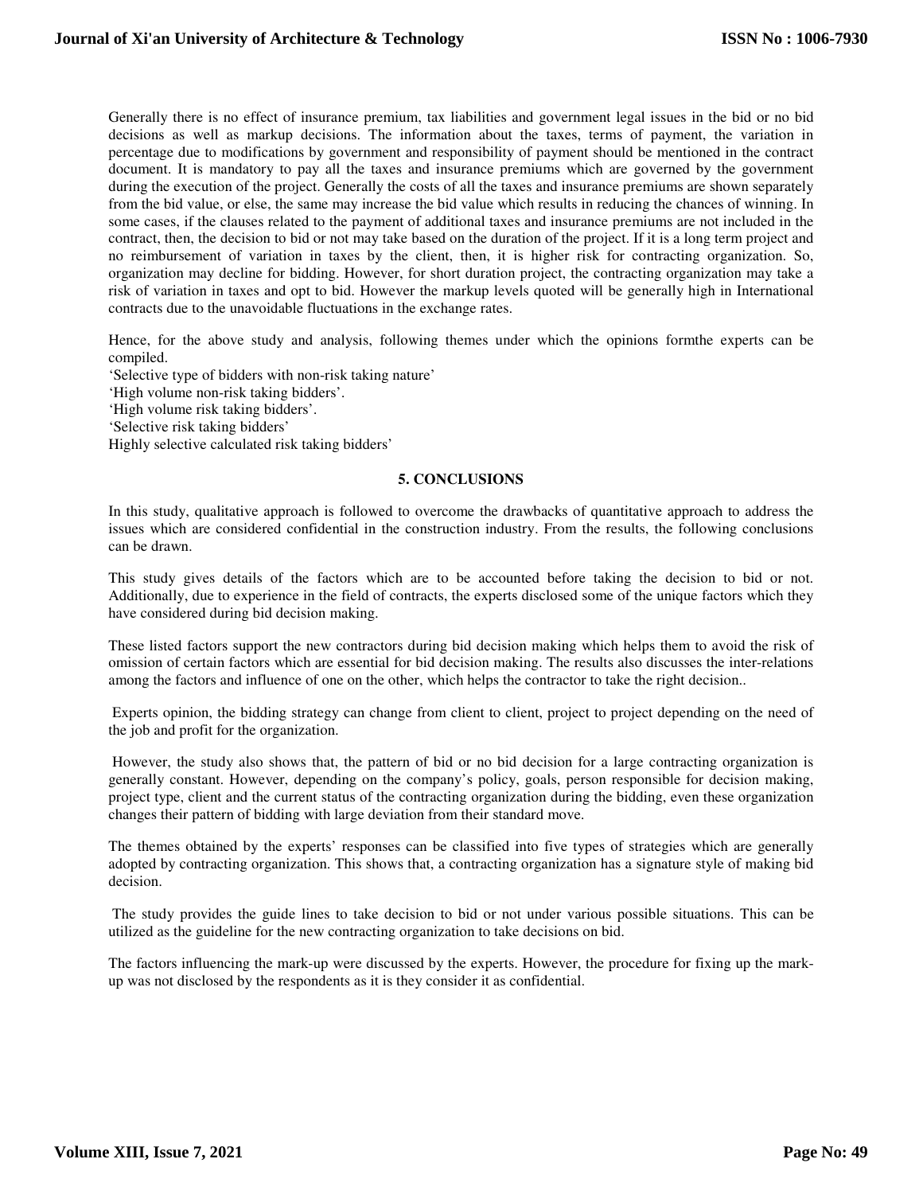Generally there is no effect of insurance premium, tax liabilities and government legal issues in the bid or no bid decisions as well as markup decisions. The information about the taxes, terms of payment, the variation in percentage due to modifications by government and responsibility of payment should be mentioned in the contract document. It is mandatory to pay all the taxes and insurance premiums which are governed by the government during the execution of the project. Generally the costs of all the taxes and insurance premiums are shown separately from the bid value, or else, the same may increase the bid value which results in reducing the chances of winning. In some cases, if the clauses related to the payment of additional taxes and insurance premiums are not included in the contract, then, the decision to bid or not may take based on the duration of the project. If it is a long term project and no reimbursement of variation in taxes by the client, then, it is higher risk for contracting organization. So, organization may decline for bidding. However, for short duration project, the contracting organization may take a risk of variation in taxes and opt to bid. However the markup levels quoted will be generally high in International contracts due to the unavoidable fluctuations in the exchange rates.

Hence, for the above study and analysis, following themes under which the opinions formthe experts can be compiled.

'Selective type of bidders with non-risk taking nature'
'High volume non-risk taking bidders'.
'High volume risk taking bidders'.
'Selective risk taking bidders'
Highly selective calculated risk taking bidders'

## 5. CONCLUSIONS

In this study, qualitative approach is followed to overcome the drawbacks of quantitative approach to address the issues which are considered confidential in the construction industry. From the results, the following conclusions can be drawn.

This study gives details of the factors which are to be accounted before taking the decision to bid or not. Additionally, due to experience in the field of contracts, the experts disclosed some of the unique factors which they have considered during bid decision making.

These listed factors support the new contractors during bid decision making which helps them to avoid the risk of omission of certain factors which are essential for bid decision making. The results also discusses the inter-relations among the factors and influence of one on the other, which helps the contractor to take the right decision..

Experts opinion, the bidding strategy can change from client to client, project to project depending on the need of the job and profit for the organization.

However, the study also shows that, the pattern of bid or no bid decision for a large contracting organization is generally constant. However, depending on the company's policy, goals, person responsible for decision making, project type, client and the current status of the contracting organization during the bidding, even these organization changes their pattern of bidding with large deviation from their standard move.

The themes obtained by the experts' responses can be classified into five types of strategies which are generally adopted by contracting organization. This shows that, a contracting organization has a signature style of making bid decision.

The study provides the guide lines to take decision to bid or not under various possible situations. This can be utilized as the guideline for the new contracting organization to take decisions on bid.

The factors influencing the mark-up were discussed by the experts. However, the procedure for fixing up the mark-up was not disclosed by the respondents as it is they consider it as confidential.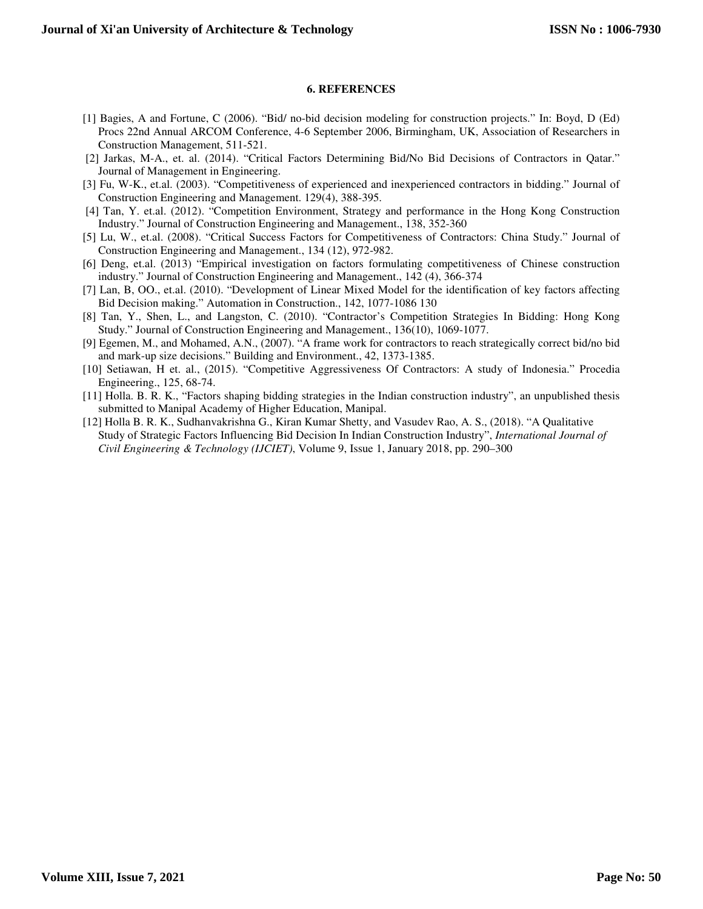## 6. REFERENCES

[1] Bagies, A and Fortune, C (2006). "Bid/ no-bid decision modeling for construction projects." In: Boyd, D (Ed) Procs 22nd Annual ARCOM Conference, 4-6 September 2006, Birmingham, UK, Association of Researchers in Construction Management, 511-521.

[2] Jarkas, M-A., et. al. (2014). "Critical Factors Determining Bid/No Bid Decisions of Contractors in Qatar." Journal of Management in Engineering.

[3] Fu, W-K., et.al. (2003). "Competitiveness of experienced and inexperienced contractors in bidding." Journal of Construction Engineering and Management. 129(4), 388-395.

[4] Tan, Y. et.al. (2012). "Competition Environment, Strategy and performance in the Hong Kong Construction Industry." Journal of Construction Engineering and Management., 138, 352-360

[5] Lu, W., et.al. (2008). "Critical Success Factors for Competitiveness of Contractors: China Study." Journal of Construction Engineering and Management., 134 (12), 972-982.

[6] Deng, et.al. (2013) "Empirical investigation on factors formulating competitiveness of Chinese construction industry." Journal of Construction Engineering and Management., 142 (4), 366-374

[7] Lan, B, OO., et.al. (2010). "Development of Linear Mixed Model for the identification of key factors affecting Bid Decision making." Automation in Construction., 142, 1077-1086 130

[8] Tan, Y., Shen, L., and Langston, C. (2010). "Contractor's Competition Strategies In Bidding: Hong Kong Study." Journal of Construction Engineering and Management., 136(10), 1069-1077.

[9] Egemen, M., and Mohamed, A.N., (2007). "A frame work for contractors to reach strategically correct bid/no bid and mark-up size decisions." Building and Environment., 42, 1373-1385.

[10] Setiawan, H et. al., (2015). "Competitive Aggressiveness Of Contractors: A study of Indonesia." Procedia Engineering., 125, 68-74.

[11] Holla. B. R. K., "Factors shaping bidding strategies in the Indian construction industry", an unpublished thesis submitted to Manipal Academy of Higher Education, Manipal.

[12] Holla B. R. K., Sudhanvakrishna G., Kiran Kumar Shetty, and Vasudev Rao, A. S., (2018). "A Qualitative Study of Strategic Factors Influencing Bid Decision In Indian Construction Industry", *International Journal of Civil Engineering & Technology (IJCIET)*, Volume 9, Issue 1, January 2018, pp. 290–300